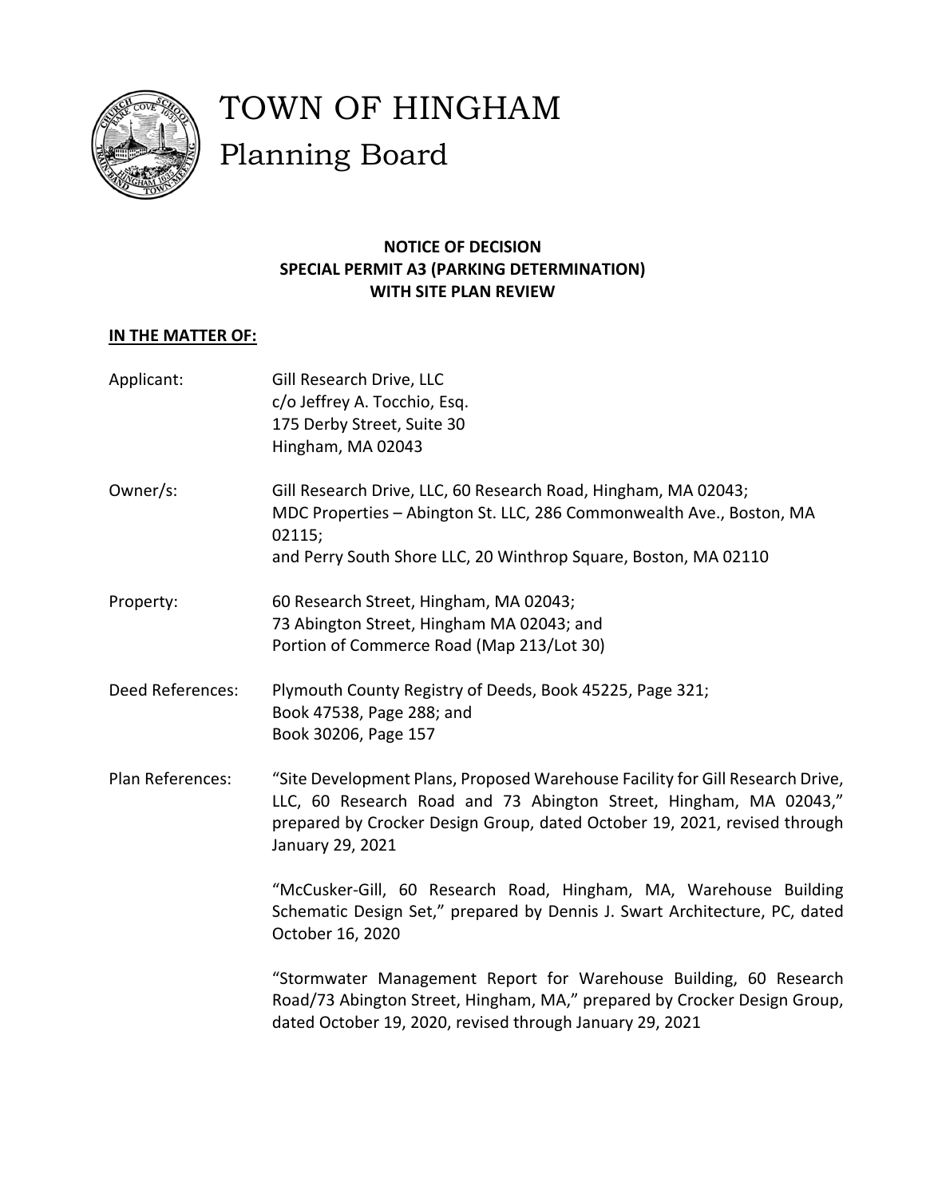# TOWN OF HINGHAM
## Planning Board

**NOTICE OF DECISION**
**SPECIAL PERMIT A3 (PARKING DETERMINATION)**
**WITH SITE PLAN REVIEW**

**IN THE MATTER OF:**

Applicant: Gill Research Drive, LLC
c/o Jeffrey A. Tocchio, Esq.
175 Derby Street, Suite 30
Hingham, MA 02043

Owner/s: Gill Research Drive, LLC, 60 Research Road, Hingham, MA 02043;
MDC Properties – Abington St. LLC, 286 Commonwealth Ave., Boston, MA 02115;
and Perry South Shore LLC, 20 Winthrop Square, Boston, MA 02110

Property: 60 Research Street, Hingham, MA 02043;
73 Abington Street, Hingham MA 02043; and
Portion of Commerce Road (Map 213/Lot 30)

Deed References: Plymouth County Registry of Deeds, Book 45225, Page 321;
Book 47538, Page 288; and
Book 30206, Page 157

Plan References: "Site Development Plans, Proposed Warehouse Facility for Gill Research Drive, LLC, 60 Research Road and 73 Abington Street, Hingham, MA 02043," prepared by Crocker Design Group, dated October 19, 2021, revised through January 29, 2021

"McCusker-Gill, 60 Research Road, Hingham, MA, Warehouse Building Schematic Design Set," prepared by Dennis J. Swart Architecture, PC, dated October 16, 2020

"Stormwater Management Report for Warehouse Building, 60 Research Road/73 Abington Street, Hingham, MA," prepared by Crocker Design Group, dated October 19, 2020, revised through January 29, 2021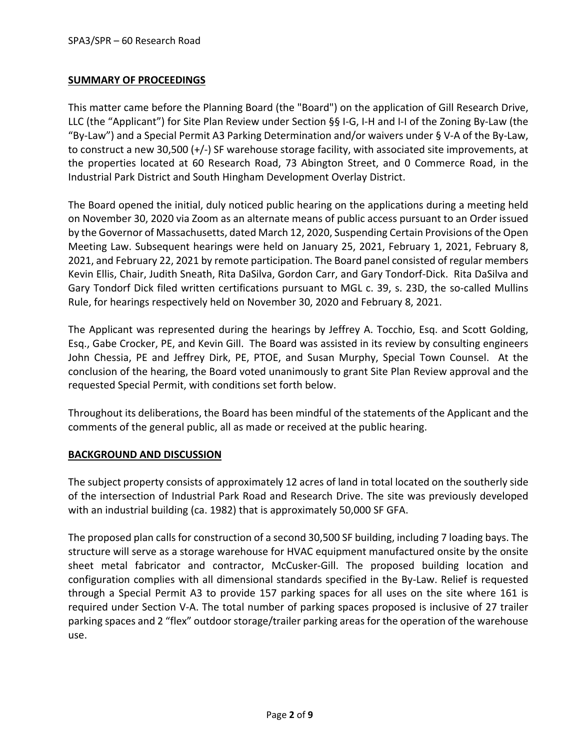## SUMMARY OF PROCEEDINGS

This matter came before the Planning Board (the "Board") on the application of Gill Research Drive, LLC (the "Applicant") for Site Plan Review under Section §§ I-G, I-H and I-I of the Zoning By-Law (the "By-Law") and a Special Permit A3 Parking Determination and/or waivers under § V-A of the By-Law, to construct a new 30,500 (+/-) SF warehouse storage facility, with associated site improvements, at the properties located at 60 Research Road, 73 Abington Street, and 0 Commerce Road, in the Industrial Park District and South Hingham Development Overlay District.

The Board opened the initial, duly noticed public hearing on the applications during a meeting held on November 30, 2020 via Zoom as an alternate means of public access pursuant to an Order issued by the Governor of Massachusetts, dated March 12, 2020, Suspending Certain Provisions of the Open Meeting Law. Subsequent hearings were held on January 25, 2021, February 1, 2021, February 8, 2021, and February 22, 2021 by remote participation. The Board panel consisted of regular members Kevin Ellis, Chair, Judith Sneath, Rita DaSilva, Gordon Carr, and Gary Tondorf-Dick. Rita DaSilva and Gary Tondorf Dick filed written certifications pursuant to MGL c. 39, s. 23D, the so-called Mullins Rule, for hearings respectively held on November 30, 2020 and February 8, 2021.

The Applicant was represented during the hearings by Jeffrey A. Tocchio, Esq. and Scott Golding, Esq., Gabe Crocker, PE, and Kevin Gill. The Board was assisted in its review by consulting engineers John Chessia, PE and Jeffrey Dirk, PE, PTOE, and Susan Murphy, Special Town Counsel. At the conclusion of the hearing, the Board voted unanimously to grant Site Plan Review approval and the requested Special Permit, with conditions set forth below.

Throughout its deliberations, the Board has been mindful of the statements of the Applicant and the comments of the general public, all as made or received at the public hearing.

## BACKGROUND AND DISCUSSION

The subject property consists of approximately 12 acres of land in total located on the southerly side of the intersection of Industrial Park Road and Research Drive. The site was previously developed with an industrial building (ca. 1982) that is approximately 50,000 SF GFA.

The proposed plan calls for construction of a second 30,500 SF building, including 7 loading bays. The structure will serve as a storage warehouse for HVAC equipment manufactured onsite by the onsite sheet metal fabricator and contractor, McCusker-Gill. The proposed building location and configuration complies with all dimensional standards specified in the By-Law. Relief is requested through a Special Permit A3 to provide 157 parking spaces for all uses on the site where 161 is required under Section V-A. The total number of parking spaces proposed is inclusive of 27 trailer parking spaces and 2 "flex" outdoor storage/trailer parking areas for the operation of the warehouse use.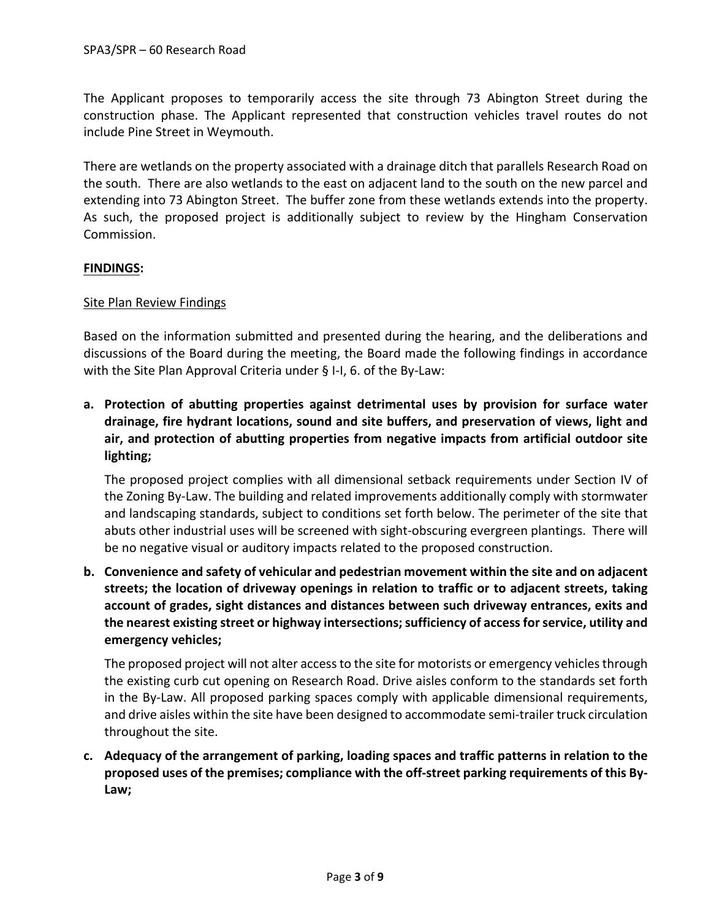The Applicant proposes to temporarily access the site through 73 Abington Street during the construction phase. The Applicant represented that construction vehicles travel routes do not include Pine Street in Weymouth.

There are wetlands on the property associated with a drainage ditch that parallels Research Road on the south. There are also wetlands to the east on adjacent land to the south on the new parcel and extending into 73 Abington Street. The buffer zone from these wetlands extends into the property. As such, the proposed project is additionally subject to review by the Hingham Conservation Commission.

**FINDINGS:**

Site Plan Review Findings

Based on the information submitted and presented during the hearing, and the deliberations and discussions of the Board during the meeting, the Board made the following findings in accordance with the Site Plan Approval Criteria under § I-I, 6. of the By-Law:

**a. Protection of abutting properties against detrimental uses by provision for surface water drainage, fire hydrant locations, sound and site buffers, and preservation of views, light and air, and protection of abutting properties from negative impacts from artificial outdoor site lighting;**

The proposed project complies with all dimensional setback requirements under Section IV of the Zoning By-Law. The building and related improvements additionally comply with stormwater and landscaping standards, subject to conditions set forth below. The perimeter of the site that abuts other industrial uses will be screened with sight-obscuring evergreen plantings. There will be no negative visual or auditory impacts related to the proposed construction.

**b. Convenience and safety of vehicular and pedestrian movement within the site and on adjacent streets; the location of driveway openings in relation to traffic or to adjacent streets, taking account of grades, sight distances and distances between such driveway entrances, exits and the nearest existing street or highway intersections; sufficiency of access for service, utility and emergency vehicles;**

The proposed project will not alter access to the site for motorists or emergency vehicles through the existing curb cut opening on Research Road. Drive aisles conform to the standards set forth in the By-Law. All proposed parking spaces comply with applicable dimensional requirements, and drive aisles within the site have been designed to accommodate semi-trailer truck circulation throughout the site.

**c. Adequacy of the arrangement of parking, loading spaces and traffic patterns in relation to the proposed uses of the premises; compliance with the off-street parking requirements of this By-Law;**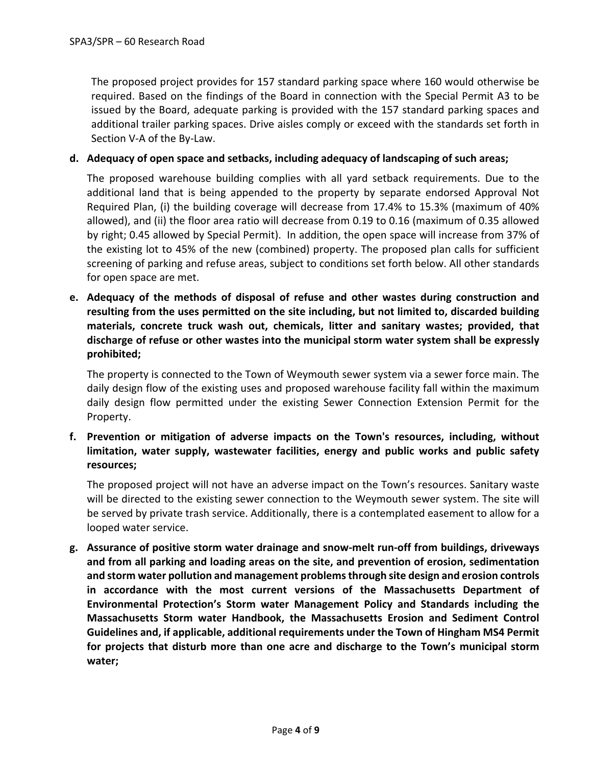The proposed project provides for 157 standard parking space where 160 would otherwise be required. Based on the findings of the Board in connection with the Special Permit A3 to be issued by the Board, adequate parking is provided with the 157 standard parking spaces and additional trailer parking spaces. Drive aisles comply or exceed with the standards set forth in Section V-A of the By-Law.

**d. Adequacy of open space and setbacks, including adequacy of landscaping of such areas;**

The proposed warehouse building complies with all yard setback requirements. Due to the additional land that is being appended to the property by separate endorsed Approval Not Required Plan, (i) the building coverage will decrease from 17.4% to 15.3% (maximum of 40% allowed), and (ii) the floor area ratio will decrease from 0.19 to 0.16 (maximum of 0.35 allowed by right; 0.45 allowed by Special Permit). In addition, the open space will increase from 37% of the existing lot to 45% of the new (combined) property. The proposed plan calls for sufficient screening of parking and refuse areas, subject to conditions set forth below. All other standards for open space are met.

**e. Adequacy of the methods of disposal of refuse and other wastes during construction and resulting from the uses permitted on the site including, but not limited to, discarded building materials, concrete truck wash out, chemicals, litter and sanitary wastes; provided, that discharge of refuse or other wastes into the municipal storm water system shall be expressly prohibited;**

The property is connected to the Town of Weymouth sewer system via a sewer force main. The daily design flow of the existing uses and proposed warehouse facility fall within the maximum daily design flow permitted under the existing Sewer Connection Extension Permit for the Property.

**f. Prevention or mitigation of adverse impacts on the Town's resources, including, without limitation, water supply, wastewater facilities, energy and public works and public safety resources;**

The proposed project will not have an adverse impact on the Town's resources. Sanitary waste will be directed to the existing sewer connection to the Weymouth sewer system. The site will be served by private trash service. Additionally, there is a contemplated easement to allow for a looped water service.

**g. Assurance of positive storm water drainage and snow-melt run-off from buildings, driveways and from all parking and loading areas on the site, and prevention of erosion, sedimentation and storm water pollution and management problems through site design and erosion controls in accordance with the most current versions of the Massachusetts Department of Environmental Protection's Storm water Management Policy and Standards including the Massachusetts Storm water Handbook, the Massachusetts Erosion and Sediment Control Guidelines and, if applicable, additional requirements under the Town of Hingham MS4 Permit for projects that disturb more than one acre and discharge to the Town's municipal storm water;**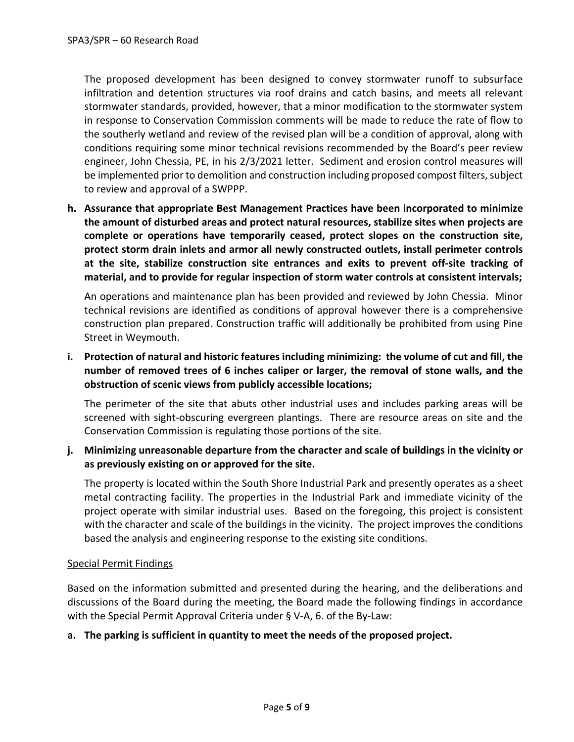The proposed development has been designed to convey stormwater runoff to subsurface infiltration and detention structures via roof drains and catch basins, and meets all relevant stormwater standards, provided, however, that a minor modification to the stormwater system in response to Conservation Commission comments will be made to reduce the rate of flow to the southerly wetland and review of the revised plan will be a condition of approval, along with conditions requiring some minor technical revisions recommended by the Board's peer review engineer, John Chessia, PE, in his 2/3/2021 letter. Sediment and erosion control measures will be implemented prior to demolition and construction including proposed compost filters, subject to review and approval of a SWPPP.

**h. Assurance that appropriate Best Management Practices have been incorporated to minimize the amount of disturbed areas and protect natural resources, stabilize sites when projects are complete or operations have temporarily ceased, protect slopes on the construction site, protect storm drain inlets and armor all newly constructed outlets, install perimeter controls at the site, stabilize construction site entrances and exits to prevent off-site tracking of material, and to provide for regular inspection of storm water controls at consistent intervals;**

An operations and maintenance plan has been provided and reviewed by John Chessia. Minor technical revisions are identified as conditions of approval however there is a comprehensive construction plan prepared. Construction traffic will additionally be prohibited from using Pine Street in Weymouth.

**i. Protection of natural and historic features including minimizing: the volume of cut and fill, the number of removed trees of 6 inches caliper or larger, the removal of stone walls, and the obstruction of scenic views from publicly accessible locations;**

The perimeter of the site that abuts other industrial uses and includes parking areas will be screened with sight-obscuring evergreen plantings. There are resource areas on site and the Conservation Commission is regulating those portions of the site.

**j. Minimizing unreasonable departure from the character and scale of buildings in the vicinity or as previously existing on or approved for the site.**

The property is located within the South Shore Industrial Park and presently operates as a sheet metal contracting facility. The properties in the Industrial Park and immediate vicinity of the project operate with similar industrial uses. Based on the foregoing, this project is consistent with the character and scale of the buildings in the vicinity. The project improves the conditions based the analysis and engineering response to the existing site conditions.

<u>Special Permit Findings</u>

Based on the information submitted and presented during the hearing, and the deliberations and discussions of the Board during the meeting, the Board made the following findings in accordance with the Special Permit Approval Criteria under § V-A, 6. of the By-Law:

**a. The parking is sufficient in quantity to meet the needs of the proposed project.**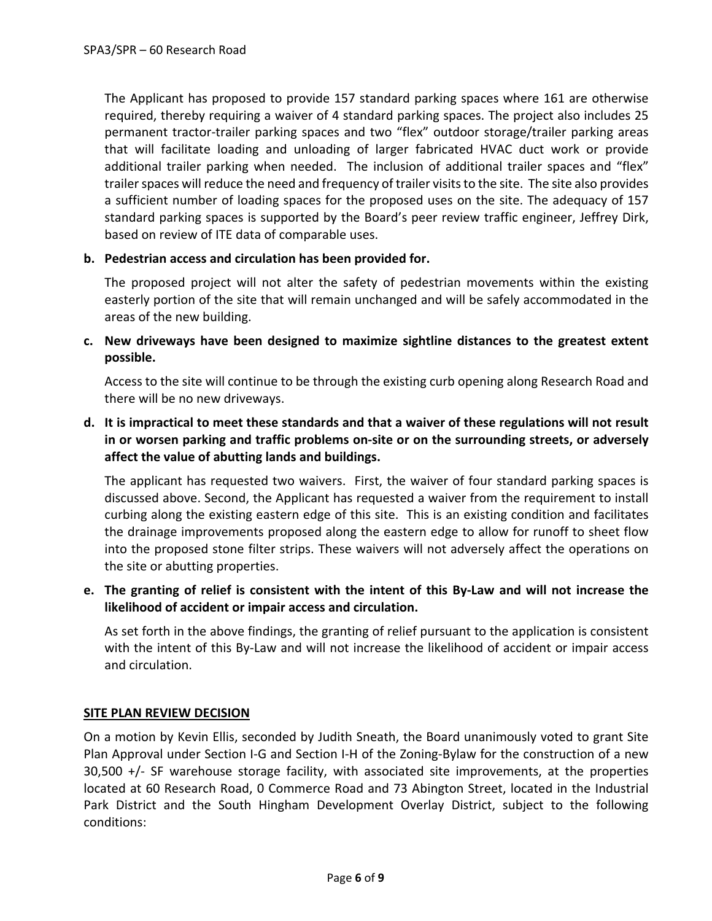The Applicant has proposed to provide 157 standard parking spaces where 161 are otherwise required, thereby requiring a waiver of 4 standard parking spaces. The project also includes 25 permanent tractor-trailer parking spaces and two "flex" outdoor storage/trailer parking areas that will facilitate loading and unloading of larger fabricated HVAC duct work or provide additional trailer parking when needed. The inclusion of additional trailer spaces and "flex" trailer spaces will reduce the need and frequency of trailer visits to the site. The site also provides a sufficient number of loading spaces for the proposed uses on the site. The adequacy of 157 standard parking spaces is supported by the Board's peer review traffic engineer, Jeffrey Dirk, based on review of ITE data of comparable uses.

**b. Pedestrian access and circulation has been provided for.**

The proposed project will not alter the safety of pedestrian movements within the existing easterly portion of the site that will remain unchanged and will be safely accommodated in the areas of the new building.

**c. New driveways have been designed to maximize sightline distances to the greatest extent possible.**

Access to the site will continue to be through the existing curb opening along Research Road and there will be no new driveways.

**d. It is impractical to meet these standards and that a waiver of these regulations will not result in or worsen parking and traffic problems on-site or on the surrounding streets, or adversely affect the value of abutting lands and buildings.**

The applicant has requested two waivers. First, the waiver of four standard parking spaces is discussed above. Second, the Applicant has requested a waiver from the requirement to install curbing along the existing eastern edge of this site. This is an existing condition and facilitates the drainage improvements proposed along the eastern edge to allow for runoff to sheet flow into the proposed stone filter strips. These waivers will not adversely affect the operations on the site or abutting properties.

**e. The granting of relief is consistent with the intent of this By-Law and will not increase the likelihood of accident or impair access and circulation.**

As set forth in the above findings, the granting of relief pursuant to the application is consistent with the intent of this By-Law and will not increase the likelihood of accident or impair access and circulation.

## SITE PLAN REVIEW DECISION

On a motion by Kevin Ellis, seconded by Judith Sneath, the Board unanimously voted to grant Site Plan Approval under Section I-G and Section I-H of the Zoning-Bylaw for the construction of a new 30,500 +/- SF warehouse storage facility, with associated site improvements, at the properties located at 60 Research Road, 0 Commerce Road and 73 Abington Street, located in the Industrial Park District and the South Hingham Development Overlay District, subject to the following conditions: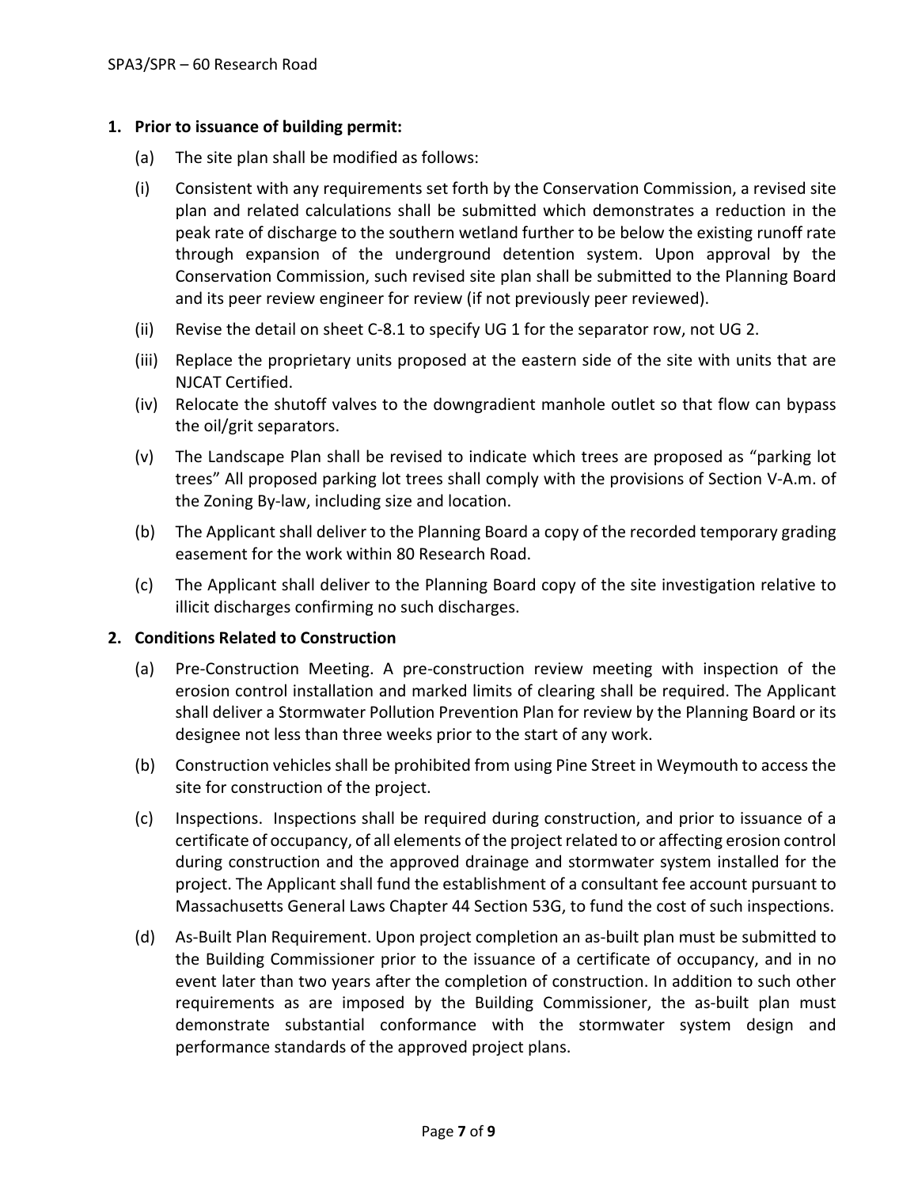**1. Prior to issuance of building permit:**

(a) The site plan shall be modified as follows:

(i) Consistent with any requirements set forth by the Conservation Commission, a revised site plan and related calculations shall be submitted which demonstrates a reduction in the peak rate of discharge to the southern wetland further to be below the existing runoff rate through expansion of the underground detention system. Upon approval by the Conservation Commission, such revised site plan shall be submitted to the Planning Board and its peer review engineer for review (if not previously peer reviewed).

(ii) Revise the detail on sheet C-8.1 to specify UG 1 for the separator row, not UG 2.

(iii) Replace the proprietary units proposed at the eastern side of the site with units that are NJCAT Certified.

(iv) Relocate the shutoff valves to the downgradient manhole outlet so that flow can bypass the oil/grit separators.

(v) The Landscape Plan shall be revised to indicate which trees are proposed as "parking lot trees" All proposed parking lot trees shall comply with the provisions of Section V-A.m. of the Zoning By-law, including size and location.

(b) The Applicant shall deliver to the Planning Board a copy of the recorded temporary grading easement for the work within 80 Research Road.

(c) The Applicant shall deliver to the Planning Board copy of the site investigation relative to illicit discharges confirming no such discharges.

**2. Conditions Related to Construction**

(a) Pre-Construction Meeting. A pre-construction review meeting with inspection of the erosion control installation and marked limits of clearing shall be required. The Applicant shall deliver a Stormwater Pollution Prevention Plan for review by the Planning Board or its designee not less than three weeks prior to the start of any work.

(b) Construction vehicles shall be prohibited from using Pine Street in Weymouth to access the site for construction of the project.

(c) Inspections. Inspections shall be required during construction, and prior to issuance of a certificate of occupancy, of all elements of the project related to or affecting erosion control during construction and the approved drainage and stormwater system installed for the project. The Applicant shall fund the establishment of a consultant fee account pursuant to Massachusetts General Laws Chapter 44 Section 53G, to fund the cost of such inspections.

(d) As-Built Plan Requirement. Upon project completion an as-built plan must be submitted to the Building Commissioner prior to the issuance of a certificate of occupancy, and in no event later than two years after the completion of construction. In addition to such other requirements as are imposed by the Building Commissioner, the as-built plan must demonstrate substantial conformance with the stormwater system design and performance standards of the approved project plans.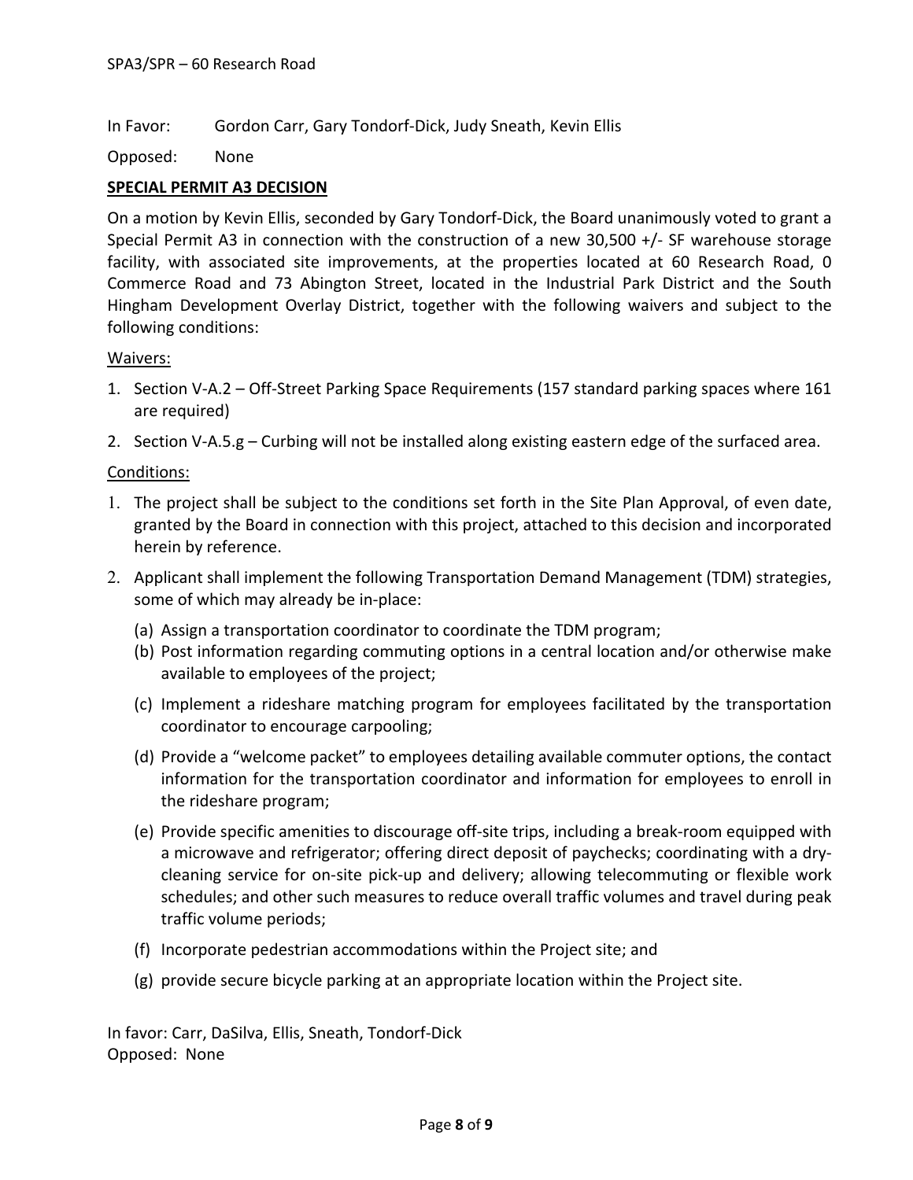In Favor: Gordon Carr, Gary Tondorf-Dick, Judy Sneath, Kevin Ellis

Opposed: None

**SPECIAL PERMIT A3 DECISION**

On a motion by Kevin Ellis, seconded by Gary Tondorf-Dick, the Board unanimously voted to grant a Special Permit A3 in connection with the construction of a new 30,500 +/- SF warehouse storage facility, with associated site improvements, at the properties located at 60 Research Road, 0 Commerce Road and 73 Abington Street, located in the Industrial Park District and the South Hingham Development Overlay District, together with the following waivers and subject to the following conditions:

Waivers:

1. Section V-A.2 – Off-Street Parking Space Requirements (157 standard parking spaces where 161 are required)
2. Section V-A.5.g – Curbing will not be installed along existing eastern edge of the surfaced area.

Conditions:

1. The project shall be subject to the conditions set forth in the Site Plan Approval, of even date, granted by the Board in connection with this project, attached to this decision and incorporated herein by reference.
2. Applicant shall implement the following Transportation Demand Management (TDM) strategies, some of which may already be in-place:
   (a) Assign a transportation coordinator to coordinate the TDM program;
   (b) Post information regarding commuting options in a central location and/or otherwise make available to employees of the project;
   (c) Implement a rideshare matching program for employees facilitated by the transportation coordinator to encourage carpooling;
   (d) Provide a "welcome packet" to employees detailing available commuter options, the contact information for the transportation coordinator and information for employees to enroll in the rideshare program;
   (e) Provide specific amenities to discourage off-site trips, including a break-room equipped with a microwave and refrigerator; offering direct deposit of paychecks; coordinating with a dry-cleaning service for on-site pick-up and delivery; allowing telecommuting or flexible work schedules; and other such measures to reduce overall traffic volumes and travel during peak traffic volume periods;
   (f) Incorporate pedestrian accommodations within the Project site; and
   (g) provide secure bicycle parking at an appropriate location within the Project site.

In favor: Carr, DaSilva, Ellis, Sneath, Tondorf-Dick
Opposed: None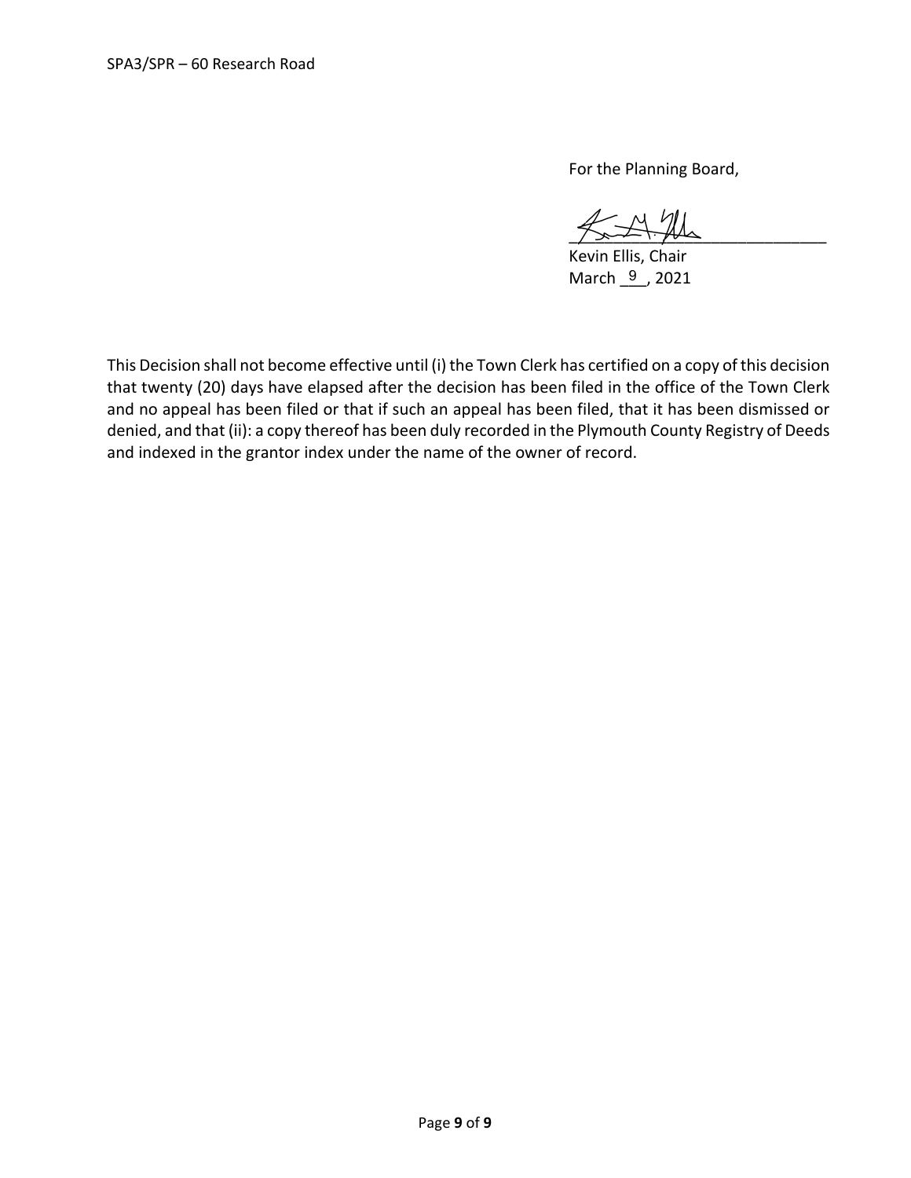For the Planning Board,

_______________________________

Kevin Ellis, Chair
March _9_, 2021

This Decision shall not become effective until (i) the Town Clerk has certified on a copy of this decision that twenty (20) days have elapsed after the decision has been filed in the office of the Town Clerk and no appeal has been filed or that if such an appeal has been filed, that it has been dismissed or denied, and that (ii): a copy thereof has been duly recorded in the Plymouth County Registry of Deeds and indexed in the grantor index under the name of the owner of record.